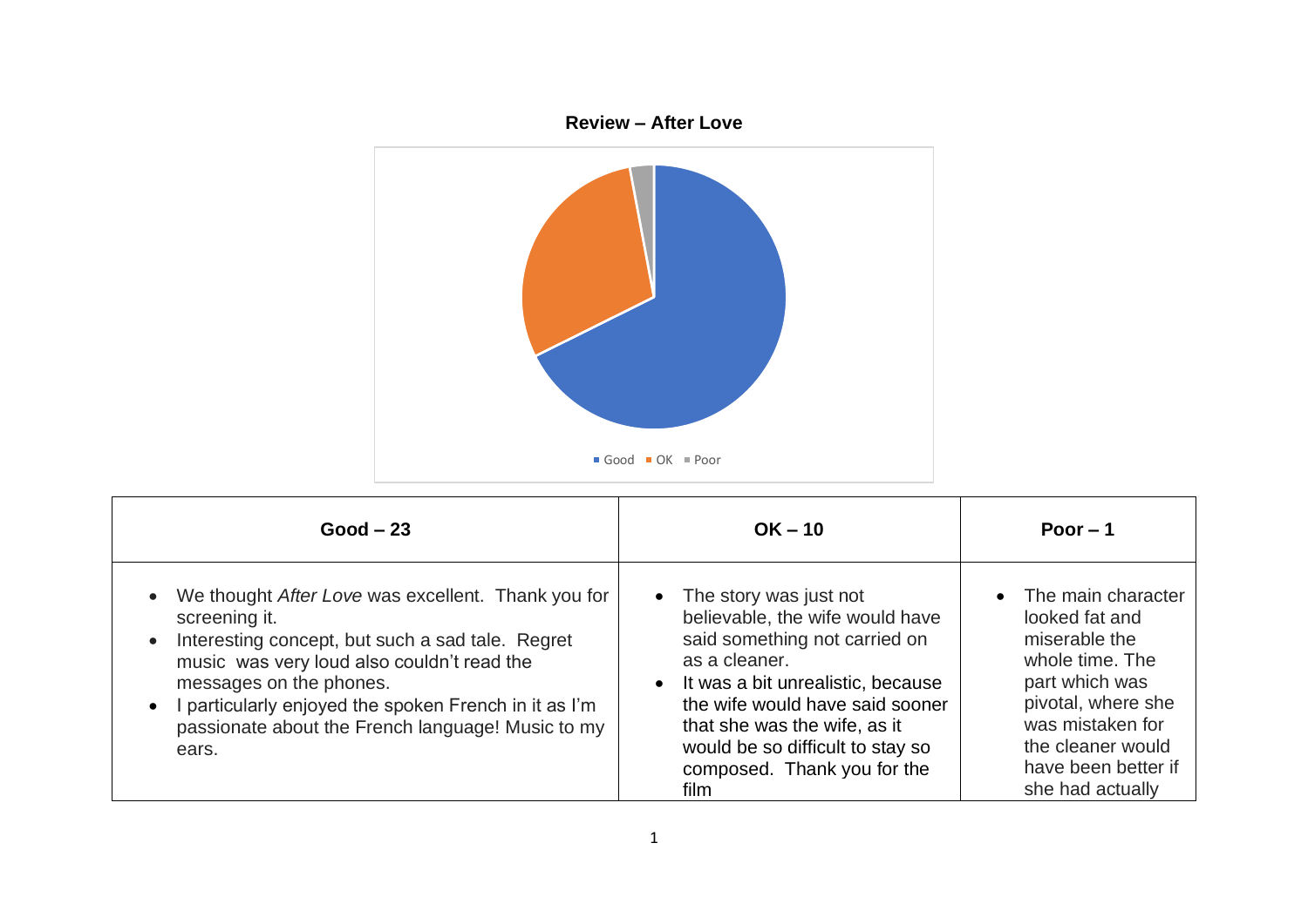**Review – After Love**

Good  OK  Poor

| Good – 23 | OK – 10 | Poor – 1 |
|---|---|---|
| • We thought *After Love* was excellent. Thank you for screening it.<br>• Interesting concept, but such a sad tale. Regret music was very loud also couldn't read the messages on the phones.<br>• I particularly enjoyed the spoken French in it as I'm passionate about the French language! Music to my ears. | • The story was just not believable, the wife would have said something not carried on as a cleaner.<br>• It was a bit unrealistic, because the wife would have said sooner that she was the wife, as it would be so difficult to stay so composed. Thank you for the film | • The main character looked fat and miserable the whole time. The part which was pivotal, where she was mistaken for the cleaner would have been better if she had actually |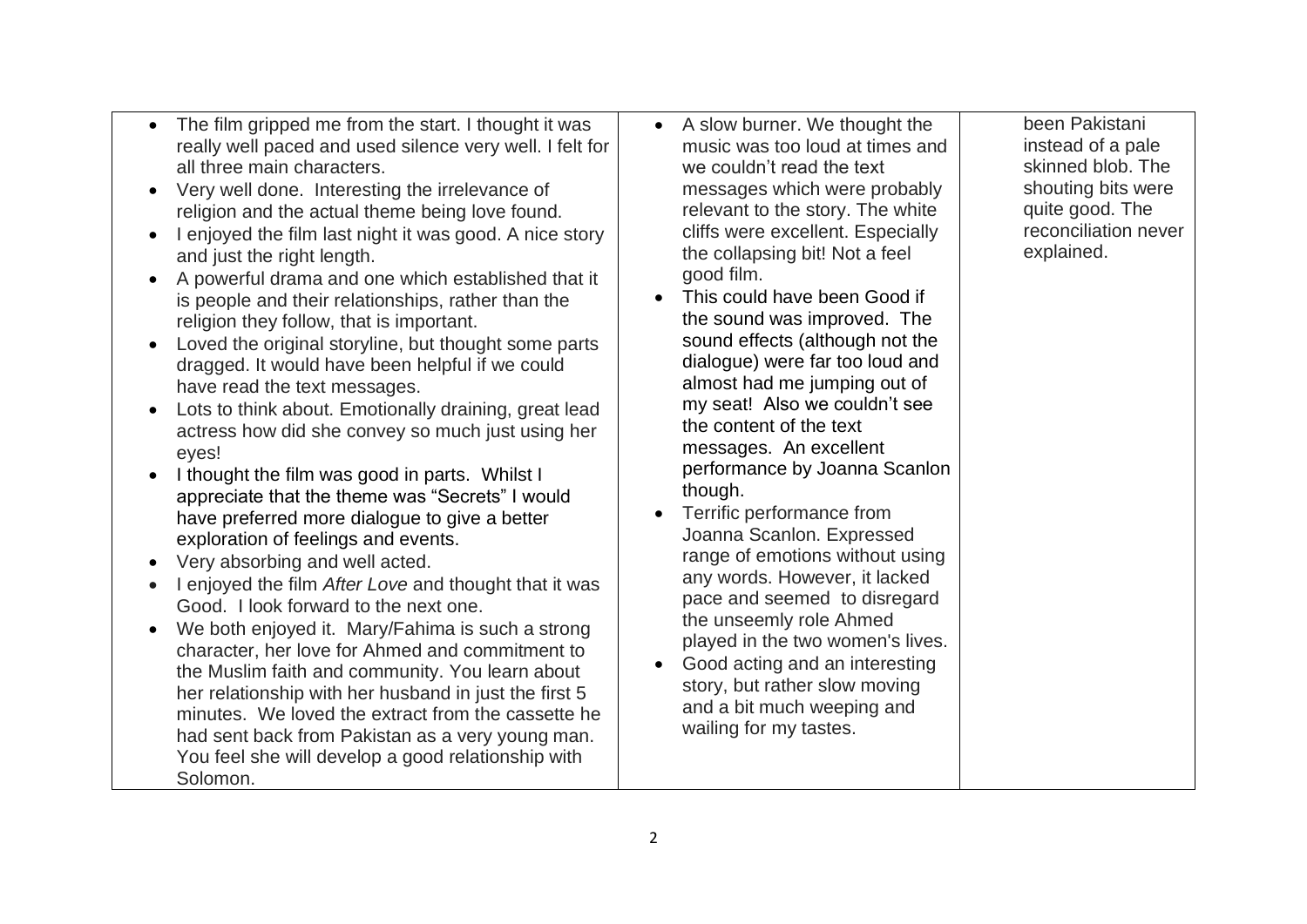| | | |
|---|---|---|
| • The film gripped me from the start. I thought it was really well paced and used silence very well. I felt for all three main characters.<br>• Very well done. Interesting the irrelevance of religion and the actual theme being love found.<br>• I enjoyed the film last night it was good. A nice story and just the right length.<br>• A powerful drama and one which established that it is people and their relationships, rather than the religion they follow, that is important.<br>• Loved the original storyline, but thought some parts dragged. It would have been helpful if we could have read the text messages.<br>• Lots to think about. Emotionally draining, great lead actress how did she convey so much just using her eyes!<br>• I thought the film was good in parts. Whilst I appreciate that the theme was "Secrets" I would have preferred more dialogue to give a better exploration of feelings and events.<br>• Very absorbing and well acted.<br>• I enjoyed the film *After Love* and thought that it was Good. I look forward to the next one.<br>• We both enjoyed it. Mary/Fahima is such a strong character, her love for Ahmed and commitment to the Muslim faith and community. You learn about her relationship with her husband in just the first 5 minutes. We loved the extract from the cassette he had sent back from Pakistan as a very young man. You feel she will develop a good relationship with Solomon. | • A slow burner. We thought the music was too loud at times and we couldn't read the text messages which were probably relevant to the story. The white cliffs were excellent. Especially the collapsing bit! Not a feel good film.<br>• This could have been Good if the sound was improved. The sound effects (although not the dialogue) were far too loud and almost had me jumping out of my seat! Also we couldn't see the content of the text messages. An excellent performance by Joanna Scanlon though.<br>• Terrific performance from Joanna Scanlon. Expressed range of emotions without using any words. However, it lacked pace and seemed to disregard the unseemly role Ahmed played in the two women's lives.<br>• Good acting and an interesting story, but rather slow moving and a bit much weeping and wailing for my tastes. | been Pakistani instead of a pale skinned blob. The shouting bits were quite good. The reconciliation never explained. |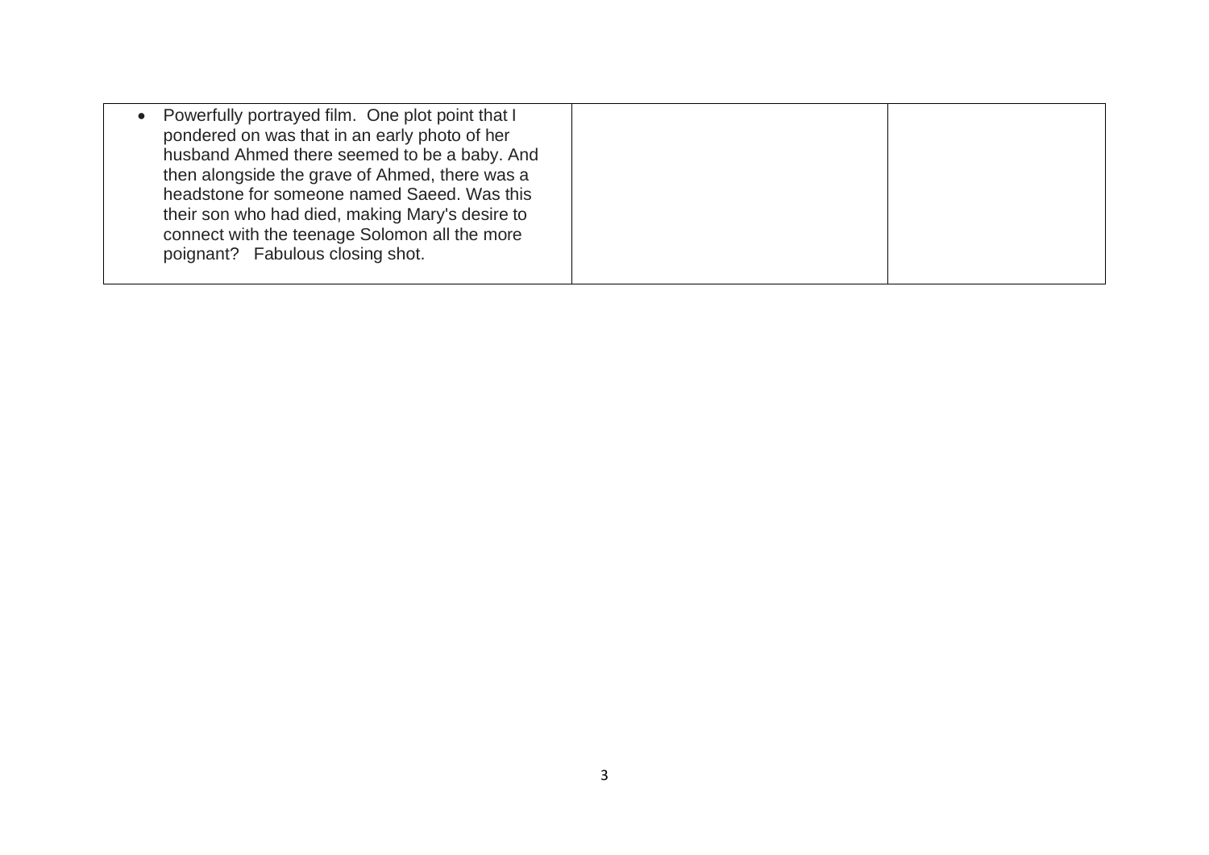| | | |
|---|---|---|
| • Powerfully portrayed film. One plot point that I pondered on was that in an early photo of her husband Ahmed there seemed to be a baby. And then alongside the grave of Ahmed, there was a headstone for someone named Saeed. Was this their son who had died, making Mary's desire to connect with the teenage Solomon all the more poignant? Fabulous closing shot. | | |